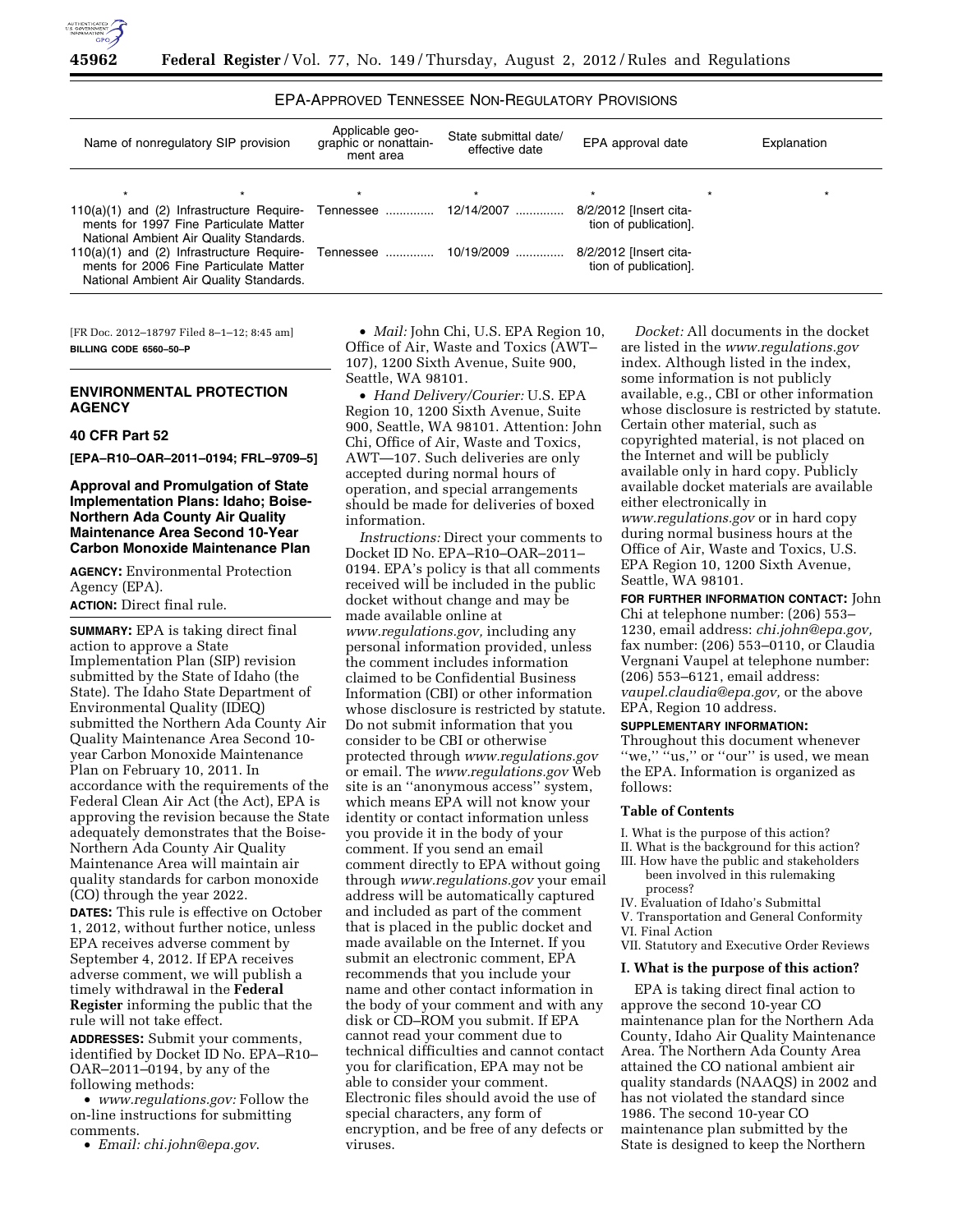EPA-APPROVED TENNESSEE NON-REGULATORY PROVISIONS

| Name of nonregulatory SIP provision | Applicable geographic or nonattainment area | State submittal date/effective date | EPA approval date | Explanation |
| --- | --- | --- | --- | --- |
| * * | * | * | * | * * |
| 110(a)(1) and (2) Infrastructure Requirements for 1997 Fine Particulate Matter National Ambient Air Quality Standards. | Tennessee ............. | 12/14/2007 ............. | 8/2/2012 [Insert citation of publication]. | |
| 110(a)(1) and (2) Infrastructure Requirements for 2006 Fine Particulate Matter National Ambient Air Quality Standards. | Tennessee ............. | 10/19/2009 ............. | 8/2/2012 [Insert citation of publication]. | |

[FR Doc. 2012–18797 Filed 8–1–12; 8:45 am]

**BILLING CODE 6560–50–P**

## ENVIRONMENTAL PROTECTION AGENCY

### 40 CFR Part 52

**[EPA–R10–OAR–2011–0194; FRL–9709–5]**

### Approval and Promulgation of State Implementation Plans: Idaho; Boise-Northern Ada County Air Quality Maintenance Area Second 10-Year Carbon Monoxide Maintenance Plan

**AGENCY:** Environmental Protection Agency (EPA).

**ACTION:** Direct final rule.

**SUMMARY:** EPA is taking direct final action to approve a State Implementation Plan (SIP) revision submitted by the State of Idaho (the State). The Idaho State Department of Environmental Quality (IDEQ) submitted the Northern Ada County Air Quality Maintenance Area Second 10-year Carbon Monoxide Maintenance Plan on February 10, 2011. In accordance with the requirements of the Federal Clean Air Act (the Act), EPA is approving the revision because the State adequately demonstrates that the Boise-Northern Ada County Air Quality Maintenance Area will maintain air quality standards for carbon monoxide (CO) through the year 2022.

**DATES:** This rule is effective on October 1, 2012, without further notice, unless EPA receives adverse comment by September 4, 2012. If EPA receives adverse comment, we will publish a timely withdrawal in the **Federal Register** informing the public that the rule will not take effect.

**ADDRESSES:** Submit your comments, identified by Docket ID No. EPA–R10–OAR–2011–0194, by any of the following methods:

- *www.regulations.gov:* Follow the on-line instructions for submitting comments.
- *Email: chi.john@epa.gov*.
- *Mail:* John Chi, U.S. EPA Region 10, Office of Air, Waste and Toxics (AWT–107), 1200 Sixth Avenue, Suite 900, Seattle, WA 98101.
- *Hand Delivery/Courier:* U.S. EPA Region 10, 1200 Sixth Avenue, Suite 900, Seattle, WA 98101. Attention: John Chi, Office of Air, Waste and Toxics, AWT—107. Such deliveries are only accepted during normal hours of operation, and special arrangements should be made for deliveries of boxed information.

*Instructions:* Direct your comments to Docket ID No. EPA–R10–OAR–2011–0194. EPA's policy is that all comments received will be included in the public docket without change and may be made available online at *www.regulations.gov,* including any personal information provided, unless the comment includes information claimed to be Confidential Business Information (CBI) or other information whose disclosure is restricted by statute. Do not submit information that you consider to be CBI or otherwise protected through *www.regulations.gov* or email. The *www.regulations.gov* Web site is an ''anonymous access'' system, which means EPA will not know your identity or contact information unless you provide it in the body of your comment. If you send an email comment directly to EPA without going through *www.regulations.gov* your email address will be automatically captured and included as part of the comment that is placed in the public docket and made available on the Internet. If you submit an electronic comment, EPA recommends that you include your name and other contact information in the body of your comment and with any disk or CD–ROM you submit. If EPA cannot read your comment due to technical difficulties and cannot contact you for clarification, EPA may not be able to consider your comment. Electronic files should avoid the use of special characters, any form of encryption, and be free of any defects or viruses.

*Docket:* All documents in the docket are listed in the *www.regulations.gov* index. Although listed in the index, some information is not publicly available, e.g., CBI or other information whose disclosure is restricted by statute. Certain other material, such as copyrighted material, is not placed on the Internet and will be publicly available only in hard copy. Publicly available docket materials are available either electronically in *www.regulations.gov* or in hard copy during normal business hours at the Office of Air, Waste and Toxics, U.S. EPA Region 10, 1200 Sixth Avenue, Seattle, WA 98101.

**FOR FURTHER INFORMATION CONTACT:** John Chi at telephone number: (206) 553–1230, email address: *chi.john@epa.gov,* fax number: (206) 553–0110, or Claudia Vergnani Vaupel at telephone number: (206) 553–6121, email address: *vaupel.claudia@epa.gov,* or the above EPA, Region 10 address.

**SUPPLEMENTARY INFORMATION:** Throughout this document whenever ''we,'' ''us,'' or ''our'' is used, we mean the EPA. Information is organized as follows:

#### Table of Contents

I. What is the purpose of this action?
II. What is the background for this action?
III. How have the public and stakeholders been involved in this rulemaking process?
IV. Evaluation of Idaho's Submittal
V. Transportation and General Conformity
VI. Final Action
VII. Statutory and Executive Order Reviews

#### I. What is the purpose of this action?

EPA is taking direct final action to approve the second 10-year CO maintenance plan for the Northern Ada County, Idaho Air Quality Maintenance Area. The Northern Ada County Area attained the CO national ambient air quality standards (NAAQS) in 2002 and has not violated the standard since 1986. The second 10-year CO maintenance plan submitted by the State is designed to keep the Northern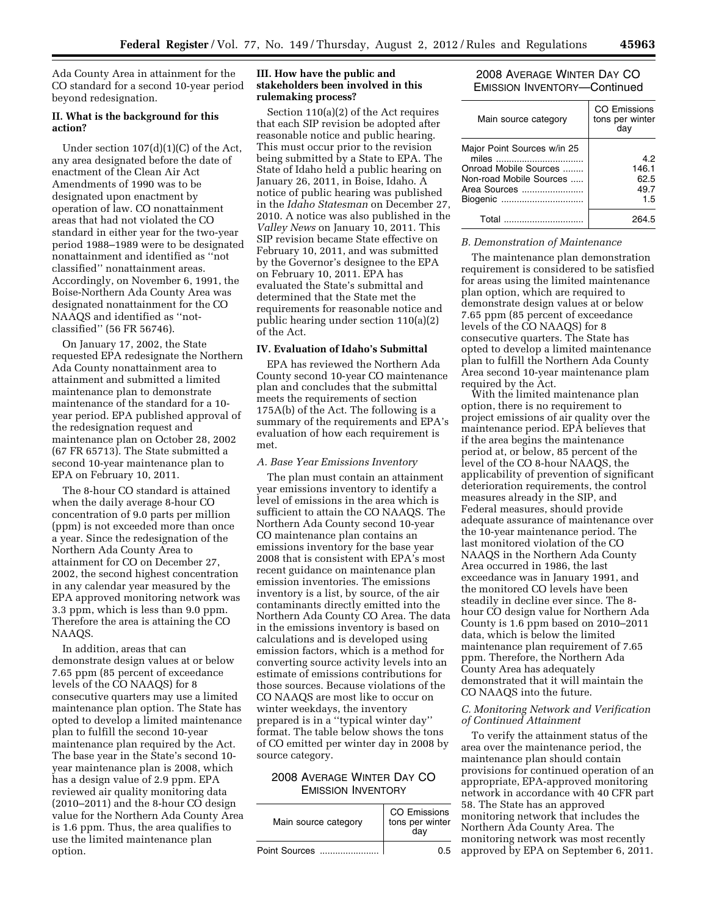Ada County Area in attainment for the CO standard for a second 10-year period beyond redesignation.

## II. What is the background for this action?

Under section 107(d)(1)(C) of the Act, any area designated before the date of enactment of the Clean Air Act Amendments of 1990 was to be designated upon enactment by operation of law. CO nonattainment areas that had not violated the CO standard in either year for the two-year period 1988–1989 were to be designated nonattainment and identified as ''not classified'' nonattainment areas. Accordingly, on November 6, 1991, the Boise-Northern Ada County Area was designated nonattainment for the CO NAAQS and identified as ''not-classified'' (56 FR 56746).

On January 17, 2002, the State requested EPA redesignate the Northern Ada County nonattainment area to attainment and submitted a limited maintenance plan to demonstrate maintenance of the standard for a 10-year period. EPA published approval of the redesignation request and maintenance plan on October 28, 2002 (67 FR 65713). The State submitted a second 10-year maintenance plan to EPA on February 10, 2011.

The 8-hour CO standard is attained when the daily average 8-hour CO concentration of 9.0 parts per million (ppm) is not exceeded more than once a year. Since the redesignation of the Northern Ada County Area to attainment for CO on December 27, 2002, the second highest concentration in any calendar year measured by the EPA approved monitoring network was 3.3 ppm, which is less than 9.0 ppm. Therefore the area is attaining the CO NAAQS.

In addition, areas that can demonstrate design values at or below 7.65 ppm (85 percent of exceedance levels of the CO NAAQS) for 8 consecutive quarters may use a limited maintenance plan option. The State has opted to develop a limited maintenance plan to fulfill the second 10-year maintenance plan required by the Act. The base year in the State's second 10-year maintenance plan is 2008, which has a design value of 2.9 ppm. EPA reviewed air quality monitoring data (2010–2011) and the 8-hour CO design value for the Northern Ada County Area is 1.6 ppm. Thus, the area qualifies to use the limited maintenance plan option.

## III. How have the public and stakeholders been involved in this rulemaking process?

Section 110(a)(2) of the Act requires that each SIP revision be adopted after reasonable notice and public hearing. This must occur prior to the revision being submitted by a State to EPA. The State of Idaho held a public hearing on January 26, 2011, in Boise, Idaho. A notice of public hearing was published in the *Idaho Statesman* on December 27, 2010. A notice was also published in the *Valley News* on January 10, 2011. This SIP revision became State effective on February 10, 2011, and was submitted by the Governor's designee to the EPA on February 10, 2011. EPA has evaluated the State's submittal and determined that the State met the requirements for reasonable notice and public hearing under section 110(a)(2) of the Act.

## IV. Evaluation of Idaho's Submittal

EPA has reviewed the Northern Ada County second 10-year CO maintenance plan and concludes that the submittal meets the requirements of section 175A(b) of the Act. The following is a summary of the requirements and EPA's evaluation of how each requirement is met.

### *A. Base Year Emissions Inventory*

The plan must contain an attainment year emissions inventory to identify a level of emissions in the area which is sufficient to attain the CO NAAQS. The Northern Ada County second 10-year CO maintenance plan contains an emissions inventory for the base year 2008 that is consistent with EPA's most recent guidance on maintenance plan emission inventories. The emissions inventory is a list, by source, of the air contaminants directly emitted into the Northern Ada County CO Area. The data in the emissions inventory is based on calculations and is developed using emission factors, which is a method for converting source activity levels into an estimate of emissions contributions for those sources. Because violations of the CO NAAQS are most like to occur on winter weekdays, the inventory prepared is in a ''typical winter day'' format. The table below shows the tons of CO emitted per winter day in 2008 by source category.

2008 AVERAGE WINTER DAY CO EMISSION INVENTORY

| Main source category | CO Emissions tons per winter day |
|---|---|
| Point Sources | 0.5 |
| Major Point Sources w/in 25 miles | 4.2 |
| Onroad Mobile Sources | 146.1 |
| Non-road Mobile Sources | 62.5 |
| Area Sources | 49.7 |
| Biogenic | 1.5 |
| Total | 264.5 |

### *B. Demonstration of Maintenance*

The maintenance plan demonstration requirement is considered to be satisfied for areas using the limited maintenance plan option, which are required to demonstrate design values at or below 7.65 ppm (85 percent of exceedance levels of the CO NAAQS) for 8 consecutive quarters. The State has opted to develop a limited maintenance plan to fulfill the Northern Ada County Area second 10-year maintenance plam required by the Act.

With the limited maintenance plan option, there is no requirement to project emissions of air quality over the maintenance period. EPA believes that if the area begins the maintenance period at, or below, 85 percent of the level of the CO 8-hour NAAQS, the applicability of prevention of significant deterioration requirements, the control measures already in the SIP, and Federal measures, should provide adequate assurance of maintenance over the 10-year maintenance period. The last monitored violation of the CO NAAQS in the Northern Ada County Area occurred in 1986, the last exceedance was in January 1991, and the monitored CO levels have been steadily in decline ever since. The 8-hour CO design value for Northern Ada County is 1.6 ppm based on 2010–2011 data, which is below the limited maintenance plan requirement of 7.65 ppm. Therefore, the Northern Ada County Area has adequately demonstrated that it will maintain the CO NAAQS into the future.

### *C. Monitoring Network and Verification of Continued Attainment*

To verify the attainment status of the area over the maintenance period, the maintenance plan should contain provisions for continued operation of an appropriate, EPA-approved monitoring network in accordance with 40 CFR part 58. The State has an approved monitoring network that includes the Northern Ada County Area. The monitoring network was most recently approved by EPA on September 6, 2011.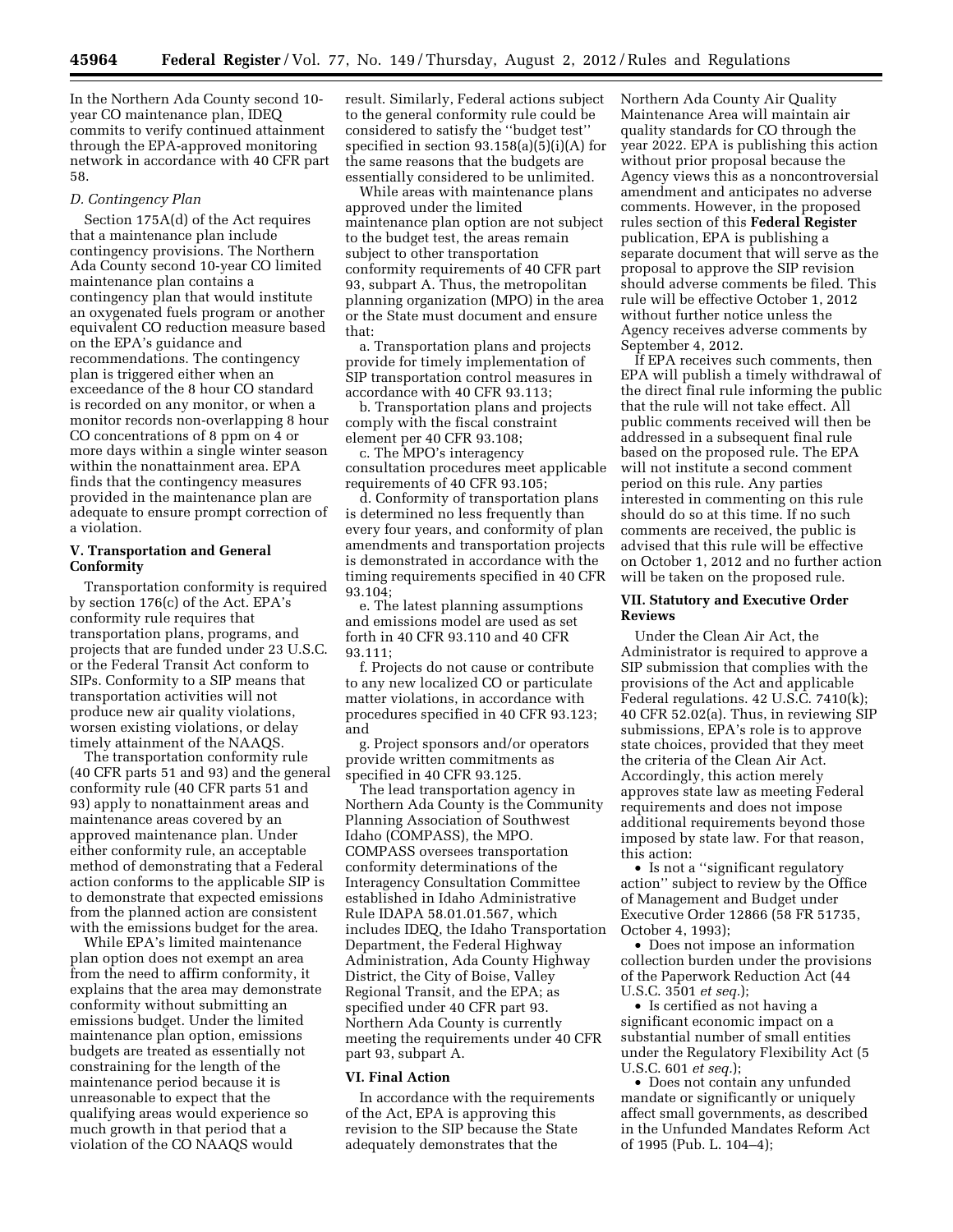In the Northern Ada County second 10-year CO maintenance plan, IDEQ commits to verify continued attainment through the EPA-approved monitoring network in accordance with 40 CFR part 58.

### D. Contingency Plan

Section 175A(d) of the Act requires that a maintenance plan include contingency provisions. The Northern Ada County second 10-year CO limited maintenance plan contains a contingency plan that would institute an oxygenated fuels program or another equivalent CO reduction measure based on the EPA's guidance and recommendations. The contingency plan is triggered either when an exceedance of the 8 hour CO standard is recorded on any monitor, or when a monitor records non-overlapping 8 hour CO concentrations of 8 ppm on 4 or more days within a single winter season within the nonattainment area. EPA finds that the contingency measures provided in the maintenance plan are adequate to ensure prompt correction of a violation.

## V. Transportation and General Conformity

Transportation conformity is required by section 176(c) of the Act. EPA's conformity rule requires that transportation plans, programs, and projects that are funded under 23 U.S.C. or the Federal Transit Act conform to SIPs. Conformity to a SIP means that transportation activities will not produce new air quality violations, worsen existing violations, or delay timely attainment of the NAAQS.

The transportation conformity rule (40 CFR parts 51 and 93) and the general conformity rule (40 CFR parts 51 and 93) apply to nonattainment areas and maintenance areas covered by an approved maintenance plan. Under either conformity rule, an acceptable method of demonstrating that a Federal action conforms to the applicable SIP is to demonstrate that expected emissions from the planned action are consistent with the emissions budget for the area.

While EPA's limited maintenance plan option does not exempt an area from the need to affirm conformity, it explains that the area may demonstrate conformity without submitting an emissions budget. Under the limited maintenance plan option, emissions budgets are treated as essentially not constraining for the length of the maintenance period because it is unreasonable to expect that the qualifying areas would experience so much growth in that period that a violation of the CO NAAQS would result. Similarly, Federal actions subject to the general conformity rule could be considered to satisfy the "budget test" specified in section 93.158(a)(5)(i)(A) for the same reasons that the budgets are essentially considered to be unlimited.

While areas with maintenance plans approved under the limited maintenance plan option are not subject to the budget test, the areas remain subject to other transportation conformity requirements of 40 CFR part 93, subpart A. Thus, the metropolitan planning organization (MPO) in the area or the State must document and ensure that:

a. Transportation plans and projects provide for timely implementation of SIP transportation control measures in accordance with 40 CFR 93.113;

b. Transportation plans and projects comply with the fiscal constraint element per 40 CFR 93.108;

c. The MPO's interagency consultation procedures meet applicable requirements of 40 CFR 93.105;

d. Conformity of transportation plans is determined no less frequently than every four years, and conformity of plan amendments and transportation projects is demonstrated in accordance with the timing requirements specified in 40 CFR 93.104;

e. The latest planning assumptions and emissions model are used as set forth in 40 CFR 93.110 and 40 CFR 93.111;

f. Projects do not cause or contribute to any new localized CO or particulate matter violations, in accordance with procedures specified in 40 CFR 93.123; and

g. Project sponsors and/or operators provide written commitments as specified in 40 CFR 93.125.

The lead transportation agency in Northern Ada County is the Community Planning Association of Southwest Idaho (COMPASS), the MPO. COMPASS oversees transportation conformity determinations of the Interagency Consultation Committee established in Idaho Administrative Rule IDAPA 58.01.01.567, which includes IDEQ, the Idaho Transportation Department, the Federal Highway Administration, Ada County Highway District, the City of Boise, Valley Regional Transit, and the EPA; as specified under 40 CFR part 93. Northern Ada County is currently meeting the requirements under 40 CFR part 93, subpart A.

## VI. Final Action

In accordance with the requirements of the Act, EPA is approving this revision to the SIP because the State adequately demonstrates that the Northern Ada County Air Quality Maintenance Area will maintain air quality standards for CO through the year 2022. EPA is publishing this action without prior proposal because the Agency views this as a noncontroversial amendment and anticipates no adverse comments. However, in the proposed rules section of this **Federal Register** publication, EPA is publishing a separate document that will serve as the proposal to approve the SIP revision should adverse comments be filed. This rule will be effective October 1, 2012 without further notice unless the Agency receives adverse comments by September 4, 2012.

If EPA receives such comments, then EPA will publish a timely withdrawal of the direct final rule informing the public that the rule will not take effect. All public comments received will then be addressed in a subsequent final rule based on the proposed rule. The EPA will not institute a second comment period on this rule. Any parties interested in commenting on this rule should do so at this time. If no such comments are received, the public is advised that this rule will be effective on October 1, 2012 and no further action will be taken on the proposed rule.

## VII. Statutory and Executive Order Reviews

Under the Clean Air Act, the Administrator is required to approve a SIP submission that complies with the provisions of the Act and applicable Federal regulations. 42 U.S.C. 7410(k); 40 CFR 52.02(a). Thus, in reviewing SIP submissions, EPA's role is to approve state choices, provided that they meet the criteria of the Clean Air Act. Accordingly, this action merely approves state law as meeting Federal requirements and does not impose additional requirements beyond those imposed by state law. For that reason, this action:

- Is not a "significant regulatory action" subject to review by the Office of Management and Budget under Executive Order 12866 (58 FR 51735, October 4, 1993);
- Does not impose an information collection burden under the provisions of the Paperwork Reduction Act (44 U.S.C. 3501 *et seq.*);
- Is certified as not having a significant economic impact on a substantial number of small entities under the Regulatory Flexibility Act (5 U.S.C. 601 *et seq.*);
- Does not contain any unfunded mandate or significantly or uniquely affect small governments, as described in the Unfunded Mandates Reform Act of 1995 (Pub. L. 104–4);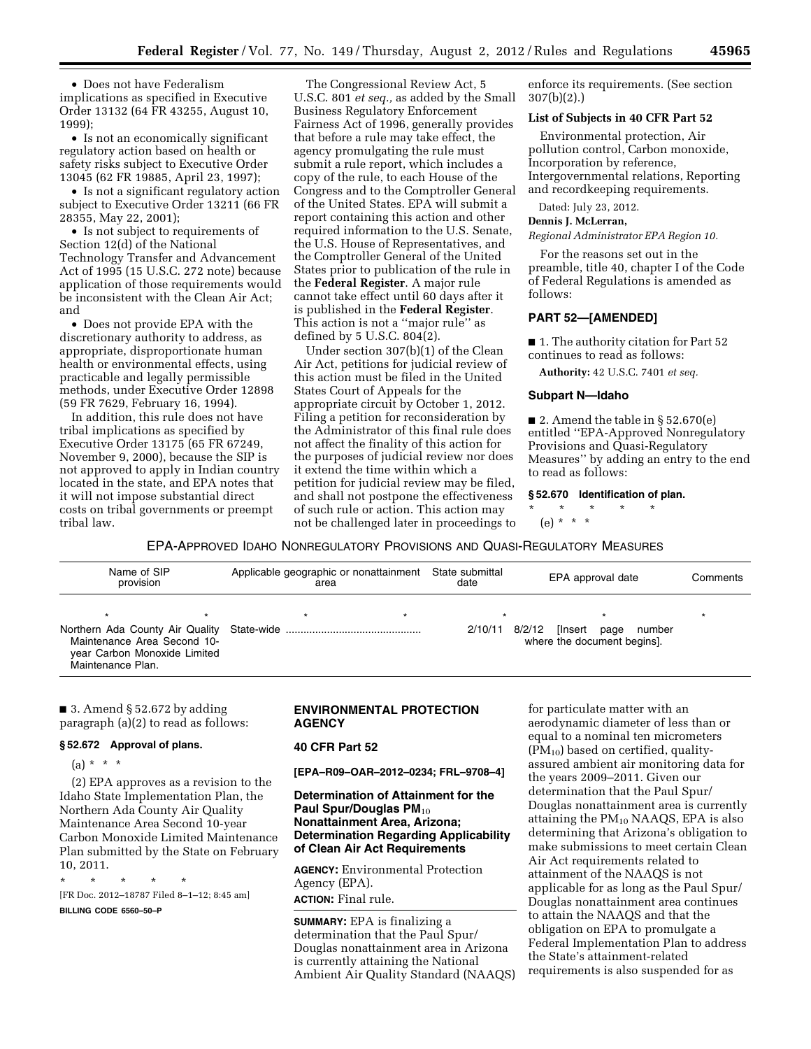- Does not have Federalism implications as specified in Executive Order 13132 (64 FR 43255, August 10, 1999);
- Is not an economically significant regulatory action based on health or safety risks subject to Executive Order 13045 (62 FR 19885, April 23, 1997);
- Is not a significant regulatory action subject to Executive Order 13211 (66 FR 28355, May 22, 2001);
- Is not subject to requirements of Section 12(d) of the National Technology Transfer and Advancement Act of 1995 (15 U.S.C. 272 note) because application of those requirements would be inconsistent with the Clean Air Act; and
- Does not provide EPA with the discretionary authority to address, as appropriate, disproportionate human health or environmental effects, using practicable and legally permissible methods, under Executive Order 12898 (59 FR 7629, February 16, 1994).

In addition, this rule does not have tribal implications as specified by Executive Order 13175 (65 FR 67249, November 9, 2000), because the SIP is not approved to apply in Indian country located in the state, and EPA notes that it will not impose substantial direct costs on tribal governments or preempt tribal law.

The Congressional Review Act, 5 U.S.C. 801 *et seq.,* as added by the Small Business Regulatory Enforcement Fairness Act of 1996, generally provides that before a rule may take effect, the agency promulgating the rule must submit a rule report, which includes a copy of the rule, to each House of the Congress and to the Comptroller General of the United States. EPA will submit a report containing this action and other required information to the U.S. Senate, the U.S. House of Representatives, and the Comptroller General of the United States prior to publication of the rule in the **Federal Register**. A major rule cannot take effect until 60 days after it is published in the **Federal Register**. This action is not a ''major rule'' as defined by 5 U.S.C. 804(2).

Under section 307(b)(1) of the Clean Air Act, petitions for judicial review of this action must be filed in the United States Court of Appeals for the appropriate circuit by October 1, 2012. Filing a petition for reconsideration by the Administrator of this final rule does not affect the finality of this action for the purposes of judicial review nor does it extend the time within which a petition for judicial review may be filed, and shall not postpone the effectiveness of such rule or action. This action may not be challenged later in proceedings to enforce its requirements. (See section 307(b)(2).)

**List of Subjects in 40 CFR Part 52**

Environmental protection, Air pollution control, Carbon monoxide, Incorporation by reference, Intergovernmental relations, Reporting and recordkeeping requirements.

Dated: July 23, 2012.

**Dennis J. McLerran,**

*Regional Administrator EPA Region 10.*

For the reasons set out in the preamble, title 40, chapter I of the Code of Federal Regulations is amended as follows:

**PART 52—[AMENDED]**

■ 1. The authority citation for Part 52 continues to read as follows:

**Authority:** 42 U.S.C. 7401 *et seq.*

**Subpart N—Idaho**

■ 2. Amend the table in § 52.670(e) entitled ''EPA-Approved Nonregulatory Provisions and Quasi-Regulatory Measures'' by adding an entry to the end to read as follows:

**§ 52.670 Identification of plan.**

\* \* \* \* \*

(e) \* \* \*

EPA-APPROVED IDAHO NONREGULATORY PROVISIONS AND QUASI-REGULATORY MEASURES

| Name of SIP provision | Applicable geographic or nonattainment area | State submittal date | EPA approval date | Comments |
|---|---|---|---|---|
| * * | * * | * | * | * |
| Northern Ada County Air Quality Maintenance Area Second 10-year Carbon Monoxide Limited Maintenance Plan. | State-wide | 2/10/11 | 8/2/12 [Insert page number where the document begins]. | |

■ 3. Amend § 52.672 by adding paragraph (a)(2) to read as follows:

**§ 52.672 Approval of plans.**

(a) \* \* \*

(2) EPA approves as a revision to the Idaho State Implementation Plan, the Northern Ada County Air Quality Maintenance Area Second 10-year Carbon Monoxide Limited Maintenance Plan submitted by the State on February 10, 2011.

\* \* \* \* \*

[FR Doc. 2012–18787 Filed 8–1–12; 8:45 am]

**BILLING CODE 6560–50–P**

**ENVIRONMENTAL PROTECTION AGENCY**

**40 CFR Part 52**

**[EPA–R09–OAR–2012–0234; FRL–9708–4]**

**Determination of Attainment for the Paul Spur/Douglas $PM_{10}$ Nonattainment Area, Arizona; Determination Regarding Applicability of Clean Air Act Requirements**

**AGENCY:** Environmental Protection Agency (EPA).

**ACTION:** Final rule.

**SUMMARY:** EPA is finalizing a determination that the Paul Spur/Douglas nonattainment area in Arizona is currently attaining the National Ambient Air Quality Standard (NAAQS) for particulate matter with an aerodynamic diameter of less than or equal to a nominal ten micrometers ($PM_{10}$) based on certified, quality-assured ambient air monitoring data for the years 2009–2011. Given our determination that the Paul Spur/Douglas nonattainment area is currently attaining the $PM_{10}$ NAAQS, EPA is also determining that Arizona's obligation to make submissions to meet certain Clean Air Act requirements related to attainment of the NAAQS is not applicable for as long as the Paul Spur/Douglas nonattainment area continues to attain the NAAQS and that the obligation on EPA to promulgate a Federal Implementation Plan to address the State's attainment-related requirements is also suspended for as